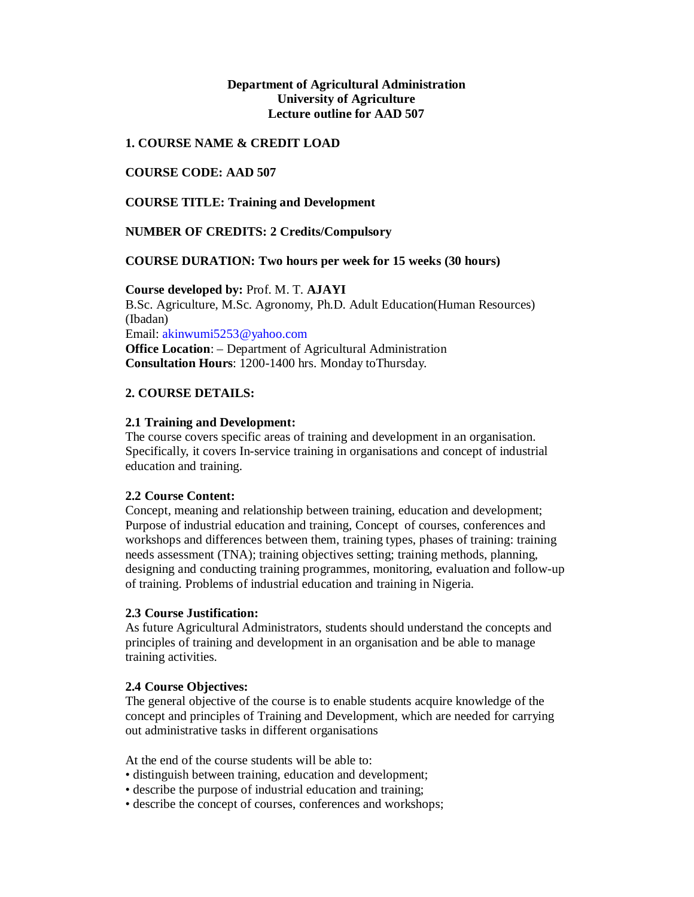**Department of Agricultural Administration**
**University of Agriculture**
**Lecture outline for AAD 507**

## 1. COURSE NAME & CREDIT LOAD

**COURSE CODE: AAD 507**

**COURSE TITLE: Training and Development**

**NUMBER OF CREDITS: 2 Credits/Compulsory**

**COURSE DURATION: Two hours per week for 15 weeks (30 hours)**

**Course developed by:** Prof. M. T. **AJAYI**
B.Sc. Agriculture, M.Sc. Agronomy, Ph.D. Adult Education(Human Resources) (Ibadan)
Email: akinwumi5253@yahoo.com
**Office Location**: – Department of Agricultural Administration
**Consultation Hours**: 1200-1400 hrs. Monday toThursday.

## 2. COURSE DETAILS:

### 2.1 Training and Development:

The course covers specific areas of training and development in an organisation. Specifically, it covers In-service training in organisations and concept of industrial education and training.

### 2.2 Course Content:

Concept, meaning and relationship between training, education and development; Purpose of industrial education and training, Concept of courses, conferences and workshops and differences between them, training types, phases of training: training needs assessment (TNA); training objectives setting; training methods, planning, designing and conducting training programmes, monitoring, evaluation and follow-up of training. Problems of industrial education and training in Nigeria.

### 2.3 Course Justification:

As future Agricultural Administrators, students should understand the concepts and principles of training and development in an organisation and be able to manage training activities.

### 2.4 Course Objectives:

The general objective of the course is to enable students acquire knowledge of the concept and principles of Training and Development, which are needed for carrying out administrative tasks in different organisations

At the end of the course students will be able to:

- distinguish between training, education and development;
- describe the purpose of industrial education and training;
- describe the concept of courses, conferences and workshops;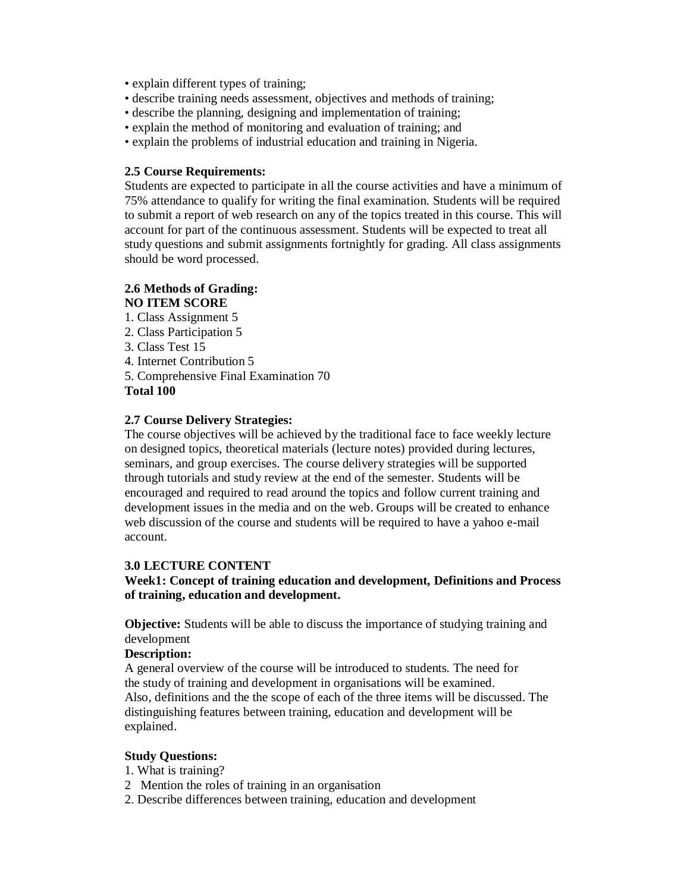- explain different types of training;
- describe training needs assessment, objectives and methods of training;
- describe the planning, designing and implementation of training;
- explain the method of monitoring and evaluation of training; and
- explain the problems of industrial education and training in Nigeria.

**2.5 Course Requirements:**

Students are expected to participate in all the course activities and have a minimum of 75% attendance to qualify for writing the final examination. Students will be required to submit a report of web research on any of the topics treated in this course. This will account for part of the continuous assessment. Students will be expected to treat all study questions and submit assignments fortnightly for grading. All class assignments should be word processed.

**2.6 Methods of Grading:**

| NO | ITEM | SCORE |
|---|---|---|
| 1. | Class Assignment | 5 |
| 2. | Class Participation | 5 |
| 3. | Class Test | 15 |
| 4. | Internet Contribution | 5 |
| 5. | Comprehensive Final Examination | 70 |
| | **Total** | **100** |

**2.7 Course Delivery Strategies:**

The course objectives will be achieved by the traditional face to face weekly lecture on designed topics, theoretical materials (lecture notes) provided during lectures, seminars, and group exercises. The course delivery strategies will be supported through tutorials and study review at the end of the semester. Students will be encouraged and required to read around the topics and follow current training and development issues in the media and on the web. Groups will be created to enhance web discussion of the course and students will be required to have a yahoo e-mail account.

**3.0 LECTURE CONTENT**

**Week1: Concept of training education and development, Definitions and Process of training, education and development.**

**Objective:** Students will be able to discuss the importance of studying training and development

**Description:**

A general overview of the course will be introduced to students. The need for the study of training and development in organisations will be examined. Also, definitions and the the scope of each of the three items will be discussed. The distinguishing features between training, education and development will be explained.

**Study Questions:**

1. What is training?
2 Mention the roles of training in an organisation
2. Describe differences between training, education and development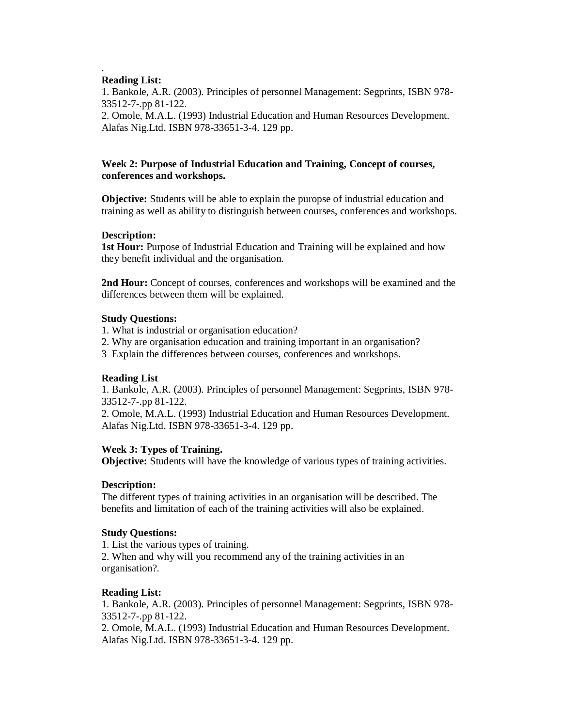.

**Reading List:**

1. Bankole, A.R. (2003). Principles of personnel Management: Segprints, ISBN 978-33512-7-.pp 81-122.
2. Omole, M.A.L. (1993) Industrial Education and Human Resources Development. Alafas Nig.Ltd. ISBN 978-33651-3-4. 129 pp.

**Week 2: Purpose of Industrial Education and Training, Concept of courses, conferences and workshops.**

**Objective:** Students will be able to explain the puropse of industrial education and training as well as ability to distinguish between courses, conferences and workshops.

**Description:**

**1st Hour:** Purpose of Industrial Education and Training will be explained and how they benefit individual and the organisation.

**2nd Hour:** Concept of courses, conferences and workshops will be examined and the differences between them will be explained.

**Study Questions:**

1. What is industrial or organisation education?
2. Why are organisation education and training important in an organisation?
3. Explain the differences between courses, conferences and workshops.

**Reading List**

1. Bankole, A.R. (2003). Principles of personnel Management: Segprints, ISBN 978-33512-7-.pp 81-122.
2. Omole, M.A.L. (1993) Industrial Education and Human Resources Development. Alafas Nig.Ltd. ISBN 978-33651-3-4. 129 pp.

**Week 3: Types of Training.**

**Objective:** Students will have the knowledge of various types of training activities.

**Description:**

The different types of training activities in an organisation will be described. The benefits and limitation of each of the training activities will also be explained.

**Study Questions:**

1. List the various types of training.
2. When and why will you recommend any of the training activities in an organisation?.

**Reading List:**

1. Bankole, A.R. (2003). Principles of personnel Management: Segprints, ISBN 978-33512-7-.pp 81-122.
2. Omole, M.A.L. (1993) Industrial Education and Human Resources Development. Alafas Nig.Ltd. ISBN 978-33651-3-4. 129 pp.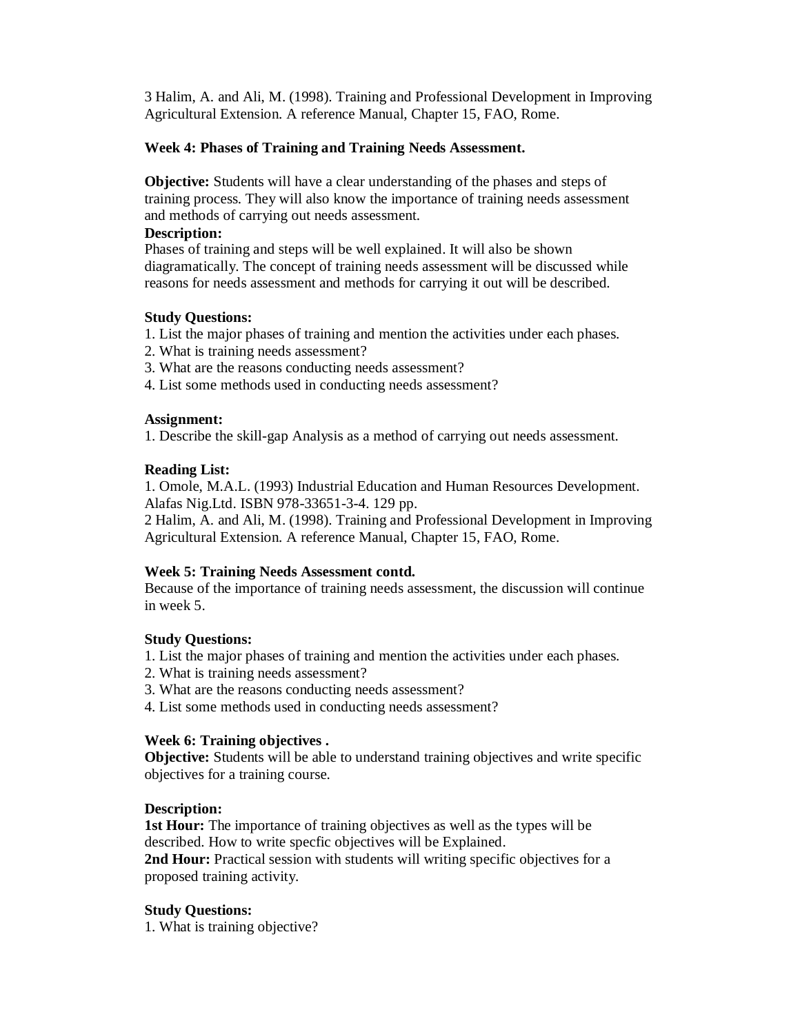3 Halim, A. and Ali, M. (1998). Training and Professional Development in Improving Agricultural Extension. A reference Manual, Chapter 15, FAO, Rome.

**Week 4: Phases of Training and Training Needs Assessment.**

**Objective:** Students will have a clear understanding of the phases and steps of training process. They will also know the importance of training needs assessment and methods of carrying out needs assessment.

**Description:**

Phases of training and steps will be well explained. It will also be shown diagramatically. The concept of training needs assessment will be discussed while reasons for needs assessment and methods for carrying it out will be described.

**Study Questions:**

1. List the major phases of training and mention the activities under each phases.
2. What is training needs assessment?
3. What are the reasons conducting needs assessment?
4. List some methods used in conducting needs assessment?

**Assignment:**

1. Describe the skill-gap Analysis as a method of carrying out needs assessment.

**Reading List:**

1. Omole, M.A.L. (1993) Industrial Education and Human Resources Development. Alafas Nig.Ltd. ISBN 978-33651-3-4. 129 pp.

2 Halim, A. and Ali, M. (1998). Training and Professional Development in Improving Agricultural Extension. A reference Manual, Chapter 15, FAO, Rome.

**Week 5: Training Needs Assessment contd.**

Because of the importance of training needs assessment, the discussion will continue in week 5.

**Study Questions:**

1. List the major phases of training and mention the activities under each phases.
2. What is training needs assessment?
3. What are the reasons conducting needs assessment?
4. List some methods used in conducting needs assessment?

**Week 6: Training objectives .**

**Objective:** Students will be able to understand training objectives and write specific objectives for a training course.

**Description:**

**1st Hour:** The importance of training objectives as well as the types will be described. How to write specfic objectives will be Explained.

**2nd Hour:** Practical session with students will writing specific objectives for a proposed training activity.

**Study Questions:**

1. What is training objective?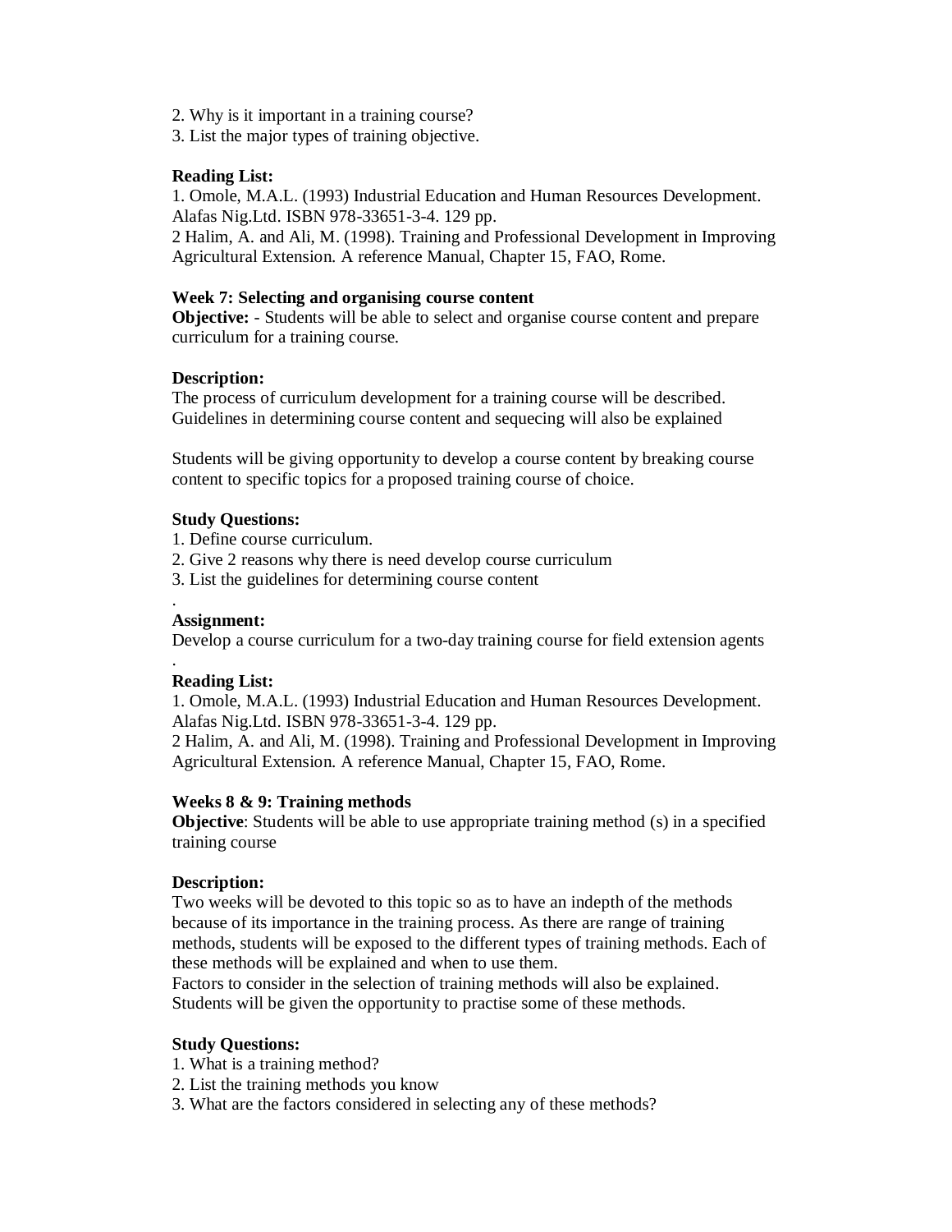2. Why is it important in a training course?
3. List the major types of training objective.

**Reading List:**
1. Omole, M.A.L. (1993) Industrial Education and Human Resources Development. Alafas Nig.Ltd. ISBN 978-33651-3-4. 129 pp.
2 Halim, A. and Ali, M. (1998). Training and Professional Development in Improving Agricultural Extension. A reference Manual, Chapter 15, FAO, Rome.

**Week 7: Selecting and organising course content**
**Objective:** - Students will be able to select and organise course content and prepare curriculum for a training course.

**Description:**
The process of curriculum development for a training course will be described. Guidelines in determining course content and sequecing will also be explained

Students will be giving opportunity to develop a course content by breaking course content to specific topics for a proposed training course of choice.

**Study Questions:**
1. Define course curriculum.
2. Give 2 reasons why there is need develop course curriculum
3. List the guidelines for determining course content
.
**Assignment:**
Develop a course curriculum for a two-day training course for field extension agents
.
**Reading List:**
1. Omole, M.A.L. (1993) Industrial Education and Human Resources Development. Alafas Nig.Ltd. ISBN 978-33651-3-4. 129 pp.
2 Halim, A. and Ali, M. (1998). Training and Professional Development in Improving Agricultural Extension. A reference Manual, Chapter 15, FAO, Rome.

**Weeks 8 & 9: Training methods**
**Objective**: Students will be able to use appropriate training method (s) in a specified training course

**Description:**
Two weeks will be devoted to this topic so as to have an indepth of the methods because of its importance in the training process. As there are range of training methods, students will be exposed to the different types of training methods. Each of these methods will be explained and when to use them.
Factors to consider in the selection of training methods will also be explained. Students will be given the opportunity to practise some of these methods.

**Study Questions:**
1. What is a training method?
2. List the training methods you know
3. What are the factors considered in selecting any of these methods?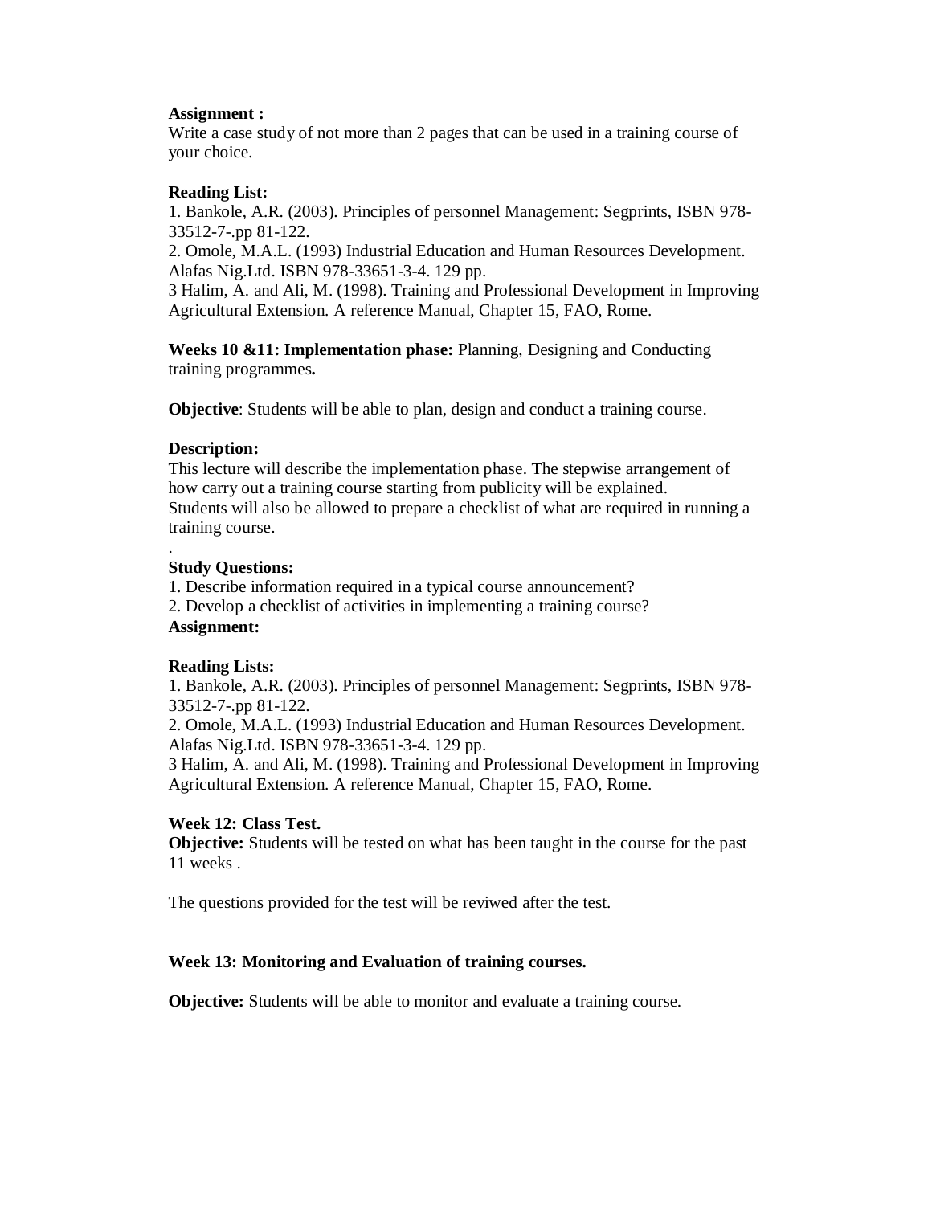**Assignment :**
Write a case study of not more than 2 pages that can be used in a training course of your choice.

**Reading List:**
1. Bankole, A.R. (2003). Principles of personnel Management: Segprints, ISBN 978-33512-7-.pp 81-122.
2. Omole, M.A.L. (1993) Industrial Education and Human Resources Development. Alafas Nig.Ltd. ISBN 978-33651-3-4. 129 pp.
3 Halim, A. and Ali, M. (1998). Training and Professional Development in Improving Agricultural Extension. A reference Manual, Chapter 15, FAO, Rome.

**Weeks 10 &11: Implementation phase:** Planning, Designing and Conducting training programmes**.**

**Objective**: Students will be able to plan, design and conduct a training course.

**Description:**
This lecture will describe the implementation phase. The stepwise arrangement of how carry out a training course starting from publicity will be explained.
Students will also be allowed to prepare a checklist of what are required in running a training course.

.
**Study Questions:**
1. Describe information required in a typical course announcement?
2. Develop a checklist of activities in implementing a training course?

**Assignment:**

**Reading Lists:**
1. Bankole, A.R. (2003). Principles of personnel Management: Segprints, ISBN 978-33512-7-.pp 81-122.
2. Omole, M.A.L. (1993) Industrial Education and Human Resources Development. Alafas Nig.Ltd. ISBN 978-33651-3-4. 129 pp.
3 Halim, A. and Ali, M. (1998). Training and Professional Development in Improving Agricultural Extension. A reference Manual, Chapter 15, FAO, Rome.

**Week 12: Class Test.**
**Objective:** Students will be tested on what has been taught in the course for the past 11 weeks .

The questions provided for the test will be reviwed after the test.

**Week 13: Monitoring and Evaluation of training courses.**

**Objective:** Students will be able to monitor and evaluate a training course.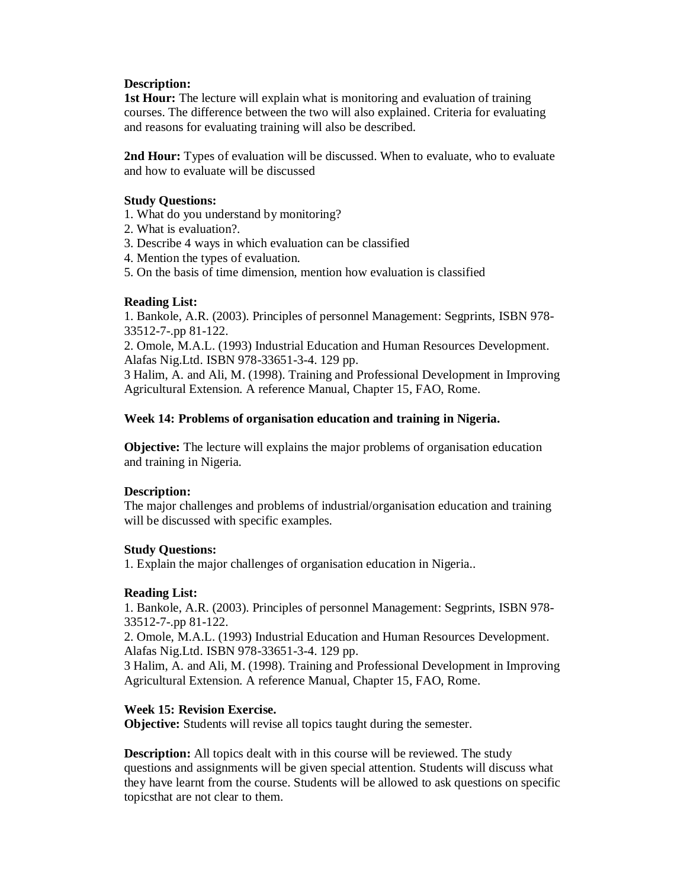**Description:**
**1st Hour:** The lecture will explain what is monitoring and evaluation of training courses. The difference between the two will also explained. Criteria for evaluating and reasons for evaluating training will also be described.

**2nd Hour:** Types of evaluation will be discussed. When to evaluate, who to evaluate and how to evaluate will be discussed

**Study Questions:**
1. What do you understand by monitoring?
2. What is evaluation?.
3. Describe 4 ways in which evaluation can be classified
4. Mention the types of evaluation.
5. On the basis of time dimension, mention how evaluation is classified

**Reading List:**
1. Bankole, A.R. (2003). Principles of personnel Management: Segprints, ISBN 978-33512-7-.pp 81-122.
2. Omole, M.A.L. (1993) Industrial Education and Human Resources Development. Alafas Nig.Ltd. ISBN 978-33651-3-4. 129 pp.
3 Halim, A. and Ali, M. (1998). Training and Professional Development in Improving Agricultural Extension. A reference Manual, Chapter 15, FAO, Rome.

**Week 14: Problems of organisation education and training in Nigeria.**

**Objective:** The lecture will explains the major problems of organisation education and training in Nigeria.

**Description:**
The major challenges and problems of industrial/organisation education and training will be discussed with specific examples.

**Study Questions:**
1. Explain the major challenges of organisation education in Nigeria..

**Reading List:**
1. Bankole, A.R. (2003). Principles of personnel Management: Segprints, ISBN 978-33512-7-.pp 81-122.
2. Omole, M.A.L. (1993) Industrial Education and Human Resources Development. Alafas Nig.Ltd. ISBN 978-33651-3-4. 129 pp.
3 Halim, A. and Ali, M. (1998). Training and Professional Development in Improving Agricultural Extension. A reference Manual, Chapter 15, FAO, Rome.

**Week 15: Revision Exercise.**
**Objective:** Students will revise all topics taught during the semester.

**Description:** All topics dealt with in this course will be reviewed. The study questions and assignments will be given special attention. Students will discuss what they have learnt from the course. Students will be allowed to ask questions on specific topicsthat are not clear to them.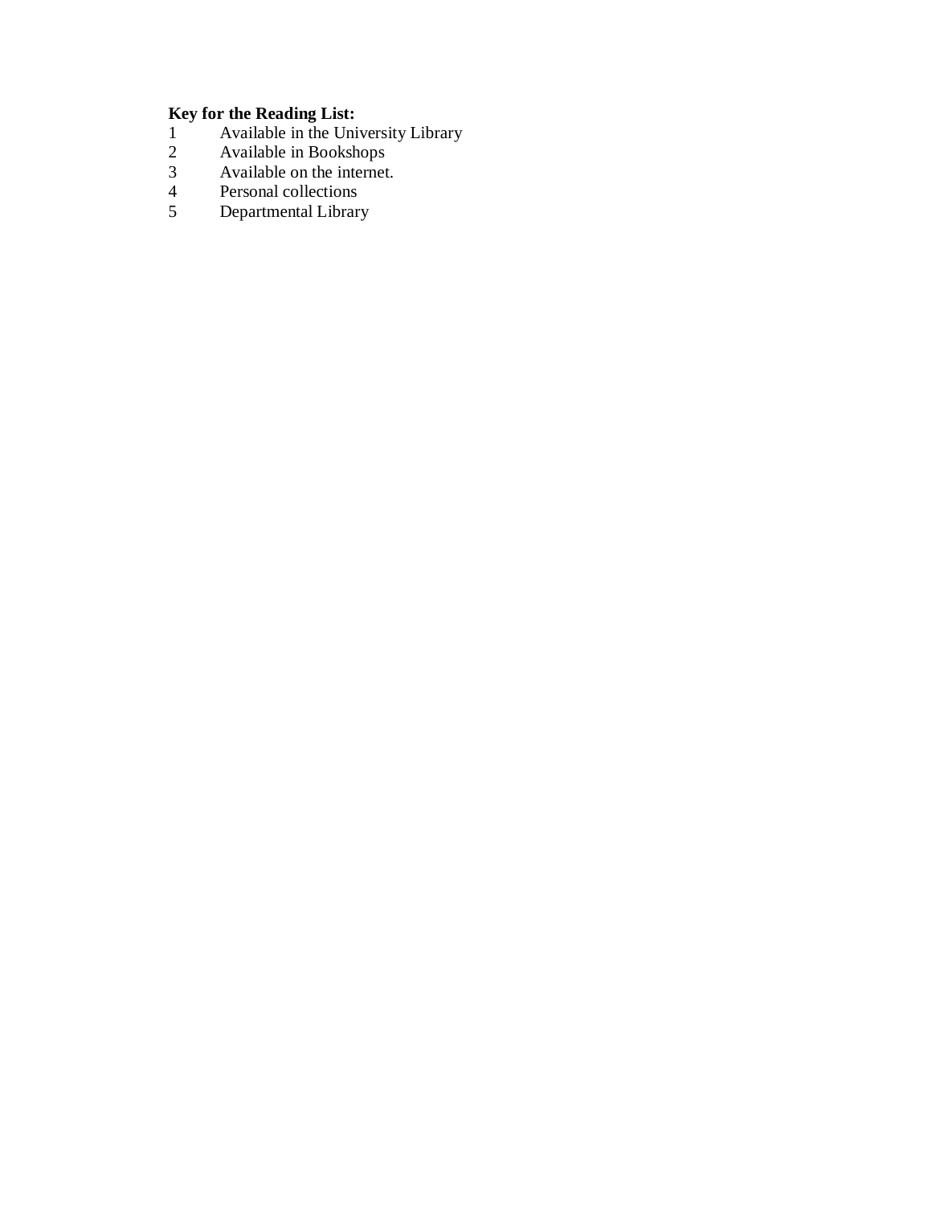**Key for the Reading List:**

1 Available in the University Library
2 Available in Bookshops
3 Available on the internet.
4 Personal collections
5 Departmental Library